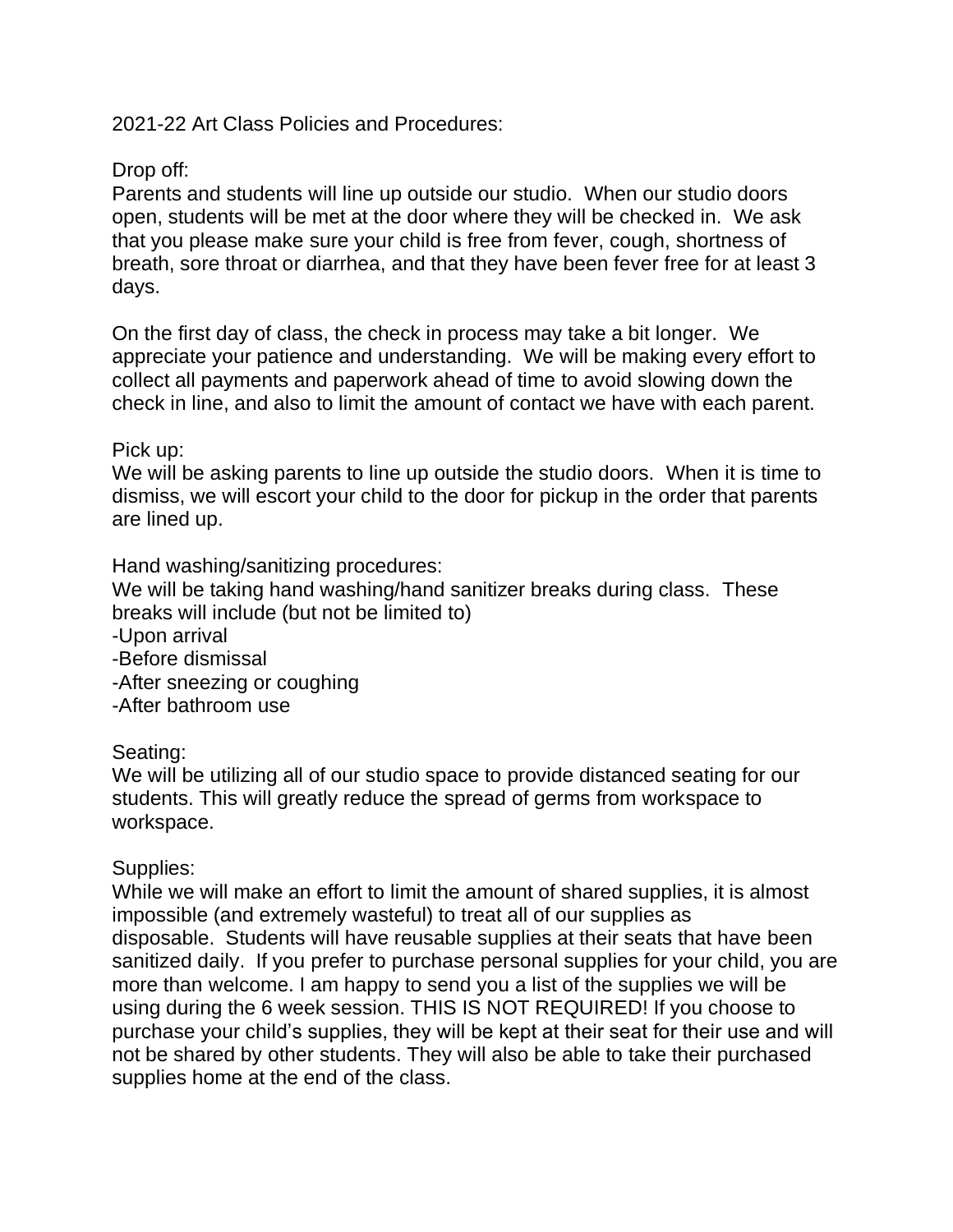2021-22 Art Class Policies and Procedures:

Drop off:
Parents and students will line up outside our studio. When our studio doors open, students will be met at the door where they will be checked in. We ask that you please make sure your child is free from fever, cough, shortness of breath, sore throat or diarrhea, and that they have been fever free for at least 3 days.

On the first day of class, the check in process may take a bit longer. We appreciate your patience and understanding. We will be making every effort to collect all payments and paperwork ahead of time to avoid slowing down the check in line, and also to limit the amount of contact we have with each parent.

Pick up:
We will be asking parents to line up outside the studio doors. When it is time to dismiss, we will escort your child to the door for pickup in the order that parents are lined up.

Hand washing/sanitizing procedures:
We will be taking hand washing/hand sanitizer breaks during class. These breaks will include (but not be limited to)
-Upon arrival
-Before dismissal
-After sneezing or coughing
-After bathroom use

Seating:
We will be utilizing all of our studio space to provide distanced seating for our students. This will greatly reduce the spread of germs from workspace to workspace.

Supplies:
While we will make an effort to limit the amount of shared supplies, it is almost impossible (and extremely wasteful) to treat all of our supplies as disposable. Students will have reusable supplies at their seats that have been sanitized daily. If you prefer to purchase personal supplies for your child, you are more than welcome. I am happy to send you a list of the supplies we will be using during the 6 week session. THIS IS NOT REQUIRED! If you choose to purchase your child's supplies, they will be kept at their seat for their use and will not be shared by other students. They will also be able to take their purchased supplies home at the end of the class.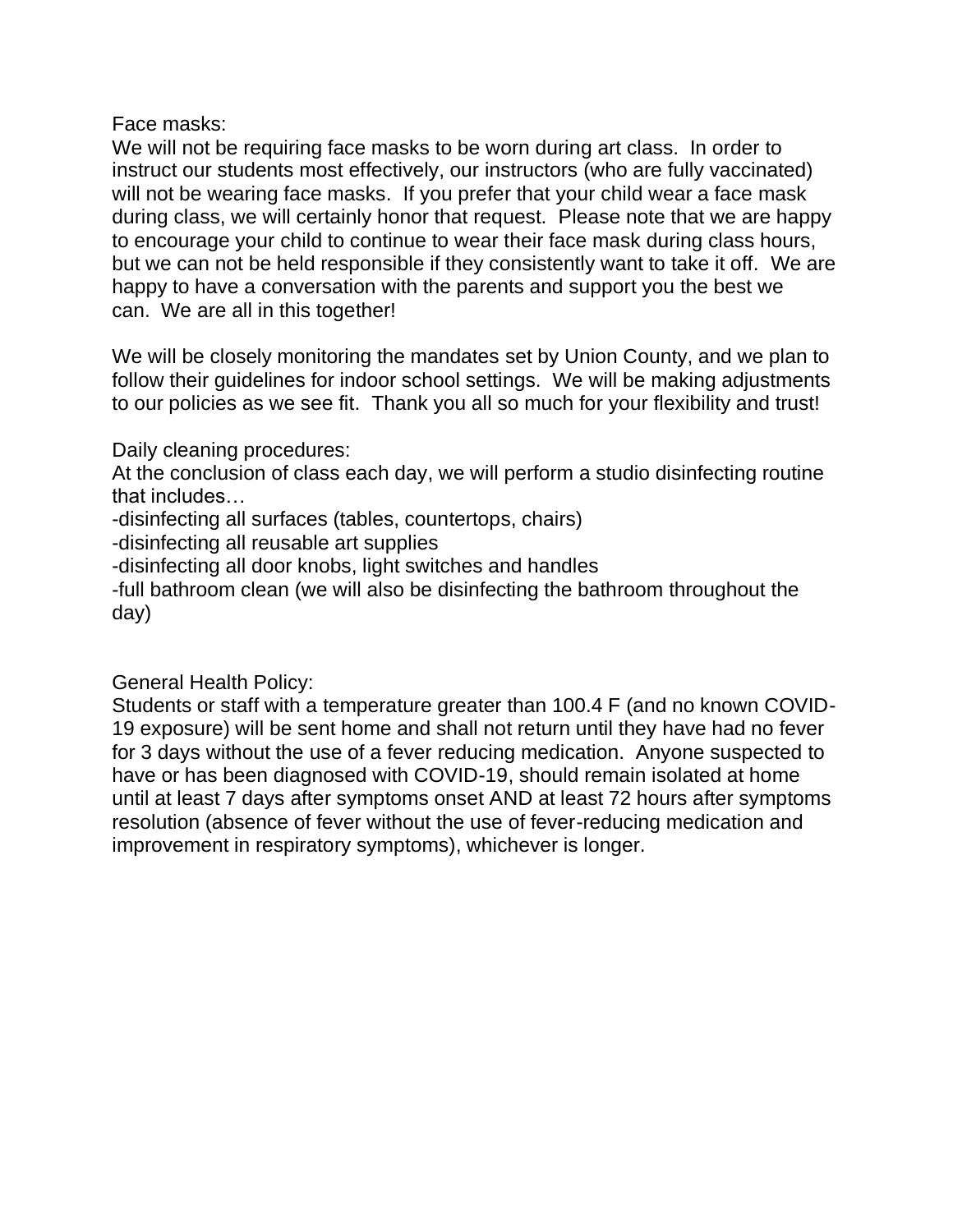Face masks:

We will not be requiring face masks to be worn during art class. In order to instruct our students most effectively, our instructors (who are fully vaccinated) will not be wearing face masks. If you prefer that your child wear a face mask during class, we will certainly honor that request. Please note that we are happy to encourage your child to continue to wear their face mask during class hours, but we can not be held responsible if they consistently want to take it off. We are happy to have a conversation with the parents and support you the best we can. We are all in this together!

We will be closely monitoring the mandates set by Union County, and we plan to follow their guidelines for indoor school settings. We will be making adjustments to our policies as we see fit. Thank you all so much for your flexibility and trust!

Daily cleaning procedures:

At the conclusion of class each day, we will perform a studio disinfecting routine that includes…

-disinfecting all surfaces (tables, countertops, chairs)

-disinfecting all reusable art supplies

-disinfecting all door knobs, light switches and handles

-full bathroom clean (we will also be disinfecting the bathroom throughout the day)

General Health Policy:

Students or staff with a temperature greater than 100.4 F (and no known COVID-19 exposure) will be sent home and shall not return until they have had no fever for 3 days without the use of a fever reducing medication. Anyone suspected to have or has been diagnosed with COVID-19, should remain isolated at home until at least 7 days after symptoms onset AND at least 72 hours after symptoms resolution (absence of fever without the use of fever-reducing medication and improvement in respiratory symptoms), whichever is longer.